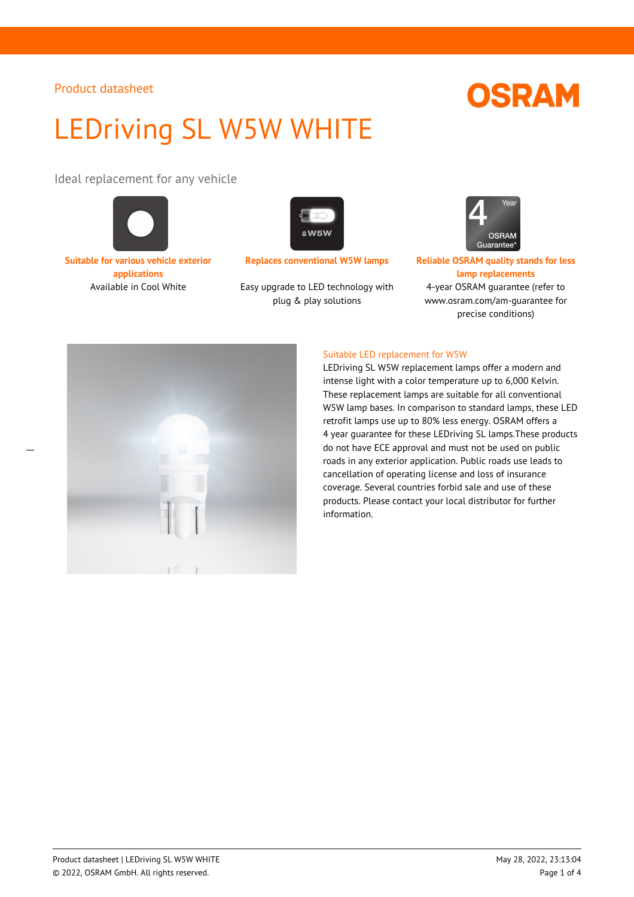Product datasheet

# LEDriving SL W5W WHITE

## Ideal replacement for any vehicle

**Suitable for various vehicle exterior applications**

Available in Cool White

**Replaces conventional W5W lamps**

Easy upgrade to LED technology with plug & play solutions

**Reliable OSRAM quality stands for less lamp replacements**

4-year OSRAM guarantee (refer to www.osram.com/am-guarantee for precise conditions)

### Suitable LED replacement for W5W

LEDriving SL W5W replacement lamps offer a modern and intense light with a color temperature up to 6,000 Kelvin. These replacement lamps are suitable for all conventional W5W lamp bases. In comparison to standard lamps, these LED retrofit lamps use up to 80% less energy. OSRAM offers a 4 year guarantee for these LEDriving SL lamps.These products do not have ECE approval and must not be used on public roads in any exterior application. Public roads use leads to cancellation of operating license and loss of insurance coverage. Several countries forbid sale and use of these products. Please contact your local distributor for further information.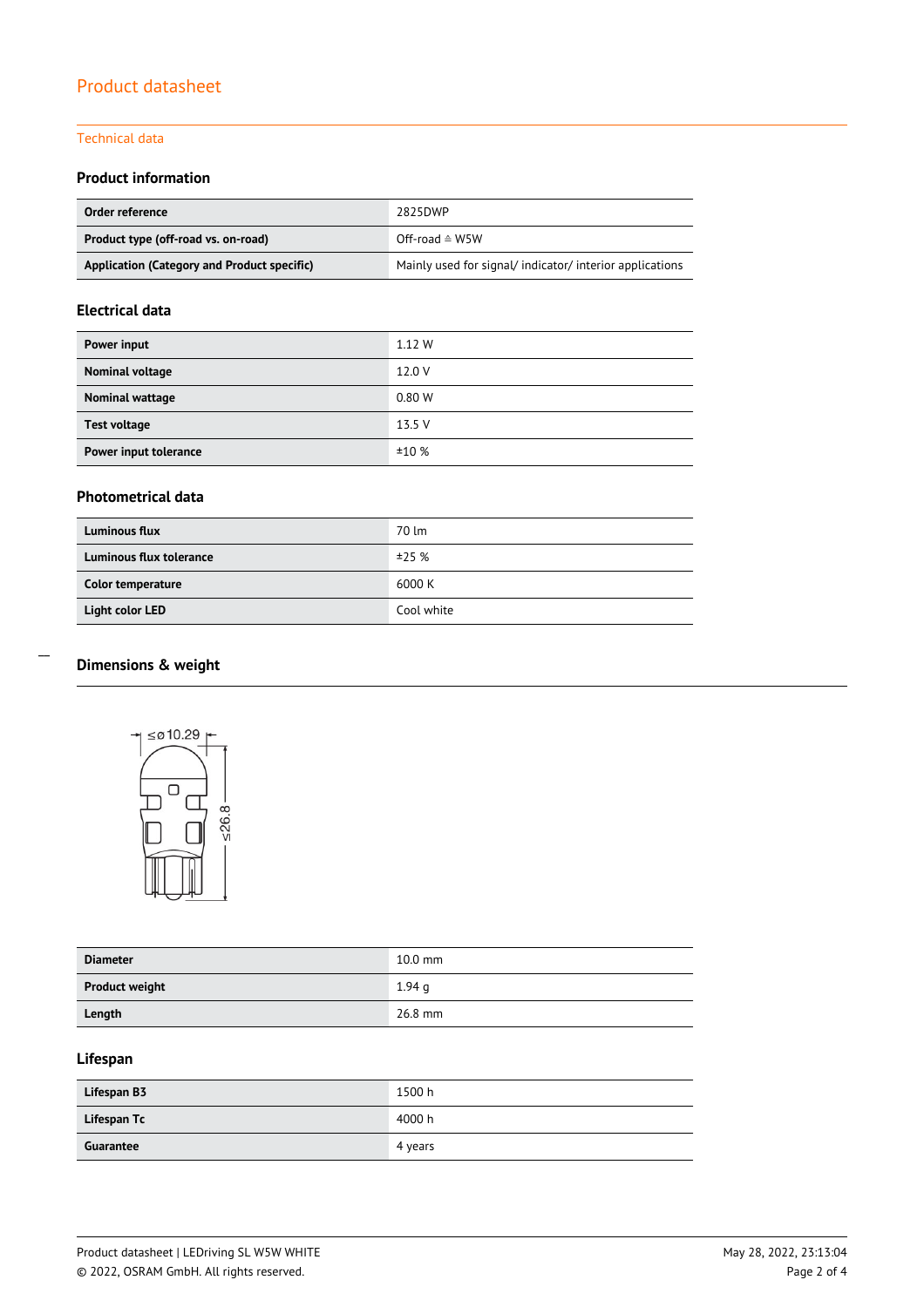# Product datasheet

## Technical data

### Product information

| | |
|---|---|
| **Order reference** | 2825DWP |
| **Product type (off-road vs. on-road)** | Off-road ≙ W5W |
| **Application (Category and Product specific)** | Mainly used for signal/ indicator/ interior applications |

### Electrical data

| | |
|---|---|
| **Power input** | 1.12 W |
| **Nominal voltage** | 12.0 V |
| **Nominal wattage** | 0.80 W |
| **Test voltage** | 13.5 V |
| **Power input tolerance** | ±10 % |

### Photometrical data

| | |
|---|---|
| **Luminous flux** | 70 lm |
| **Luminous flux tolerance** | ±25 % |
| **Color temperature** | 6000 K |
| **Light color LED** | Cool white |

### Dimensions & weight

≤ø10.29

≤26.8

| | |
|---|---|
| **Diameter** | 10.0 mm |
| **Product weight** | 1.94 g |
| **Length** | 26.8 mm |

### Lifespan

| | |
|---|---|
| **Lifespan B3** | 1500 h |
| **Lifespan Tc** | 4000 h |
| **Guarantee** | 4 years |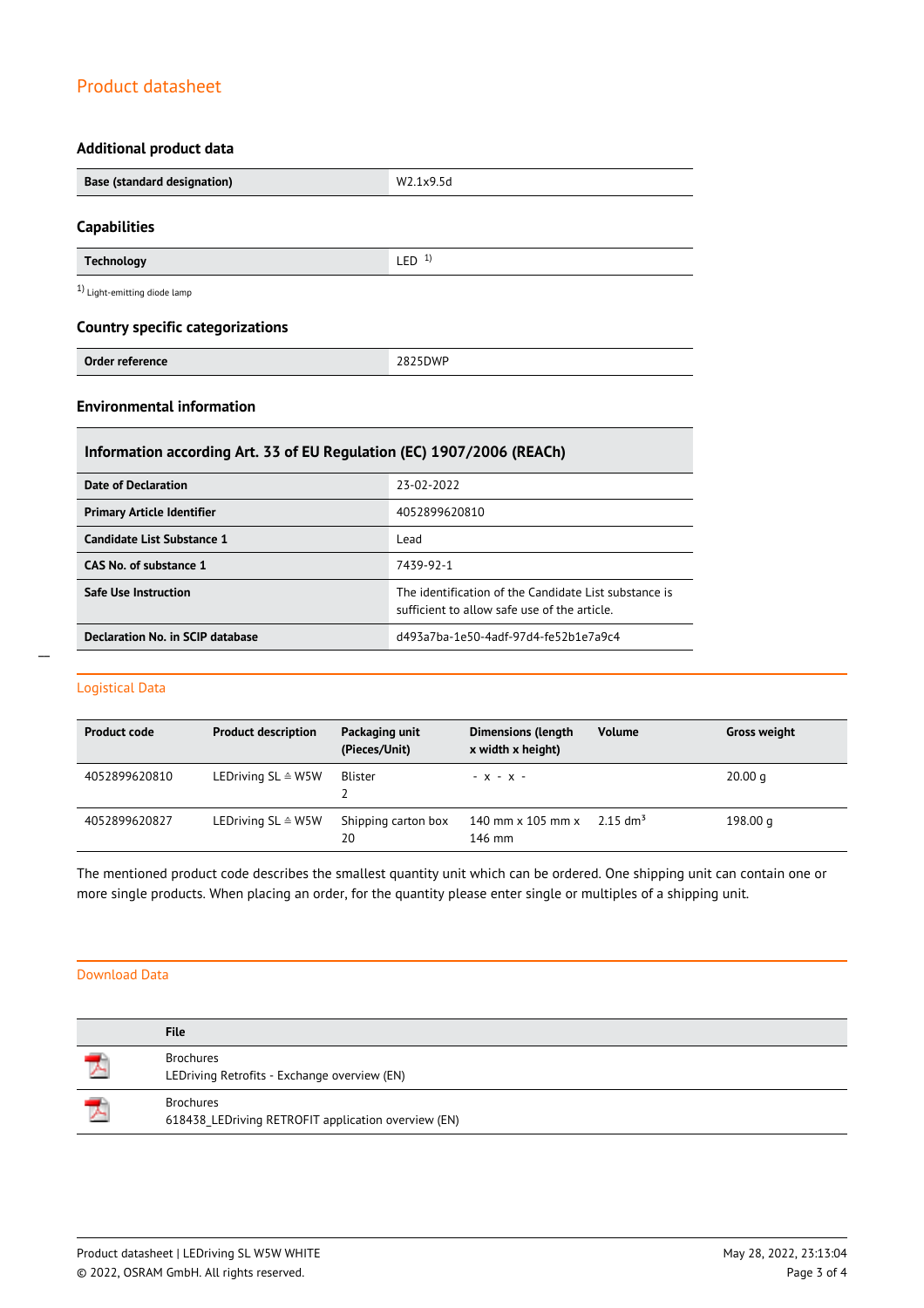## Product datasheet

### Additional product data

| Base (standard designation) | W2.1x9.5d |
|---|---|

### Capabilities

| Technology | LED [1) ] |
|---|---|

1) Light-emitting diode lamp

### Country specific categorizations

| Order reference | 2825DWP |
|---|---|

### Environmental information

| Information according Art. 33 of EU Regulation (EC) 1907/2006 (REACh) | |
|---|---|
| Date of Declaration | 23-02-2022 |
| Primary Article Identifier | 4052899620810 |
| Candidate List Substance 1 | Lead |
| CAS No. of substance 1 | 7439-92-1 |
| Safe Use Instruction | The identification of the Candidate List substance is sufficient to allow safe use of the article. |
| Declaration No. in SCIP database | d493a7ba-1e50-4adf-97d4-fe52b1e7a9c4 |

## Logistical Data

| Product code | Product description | Packaging unit (Pieces/Unit) | Dimensions (length x width x height) | Volume | Gross weight |
|---|---|---|---|---|---|
| 4052899620810 | LEDriving SL ≙ W5W | Blister 2 | - x - x - | | 20.00 g |
| 4052899620827 | LEDriving SL ≙ W5W | Shipping carton box 20 | 140 mm x 105 mm x 146 mm | 2.15 $dm^3$ | 198.00 g |

The mentioned product code describes the smallest quantity unit which can be ordered. One shipping unit can contain one or more single products. When placing an order, for the quantity please enter single or multiples of a shipping unit.

## Download Data

| | File |
|---|---|
| | Brochures<br>LEDriving Retrofits - Exchange overview (EN) |
| | Brochures<br>618438_LEDriving RETROFIT application overview (EN) |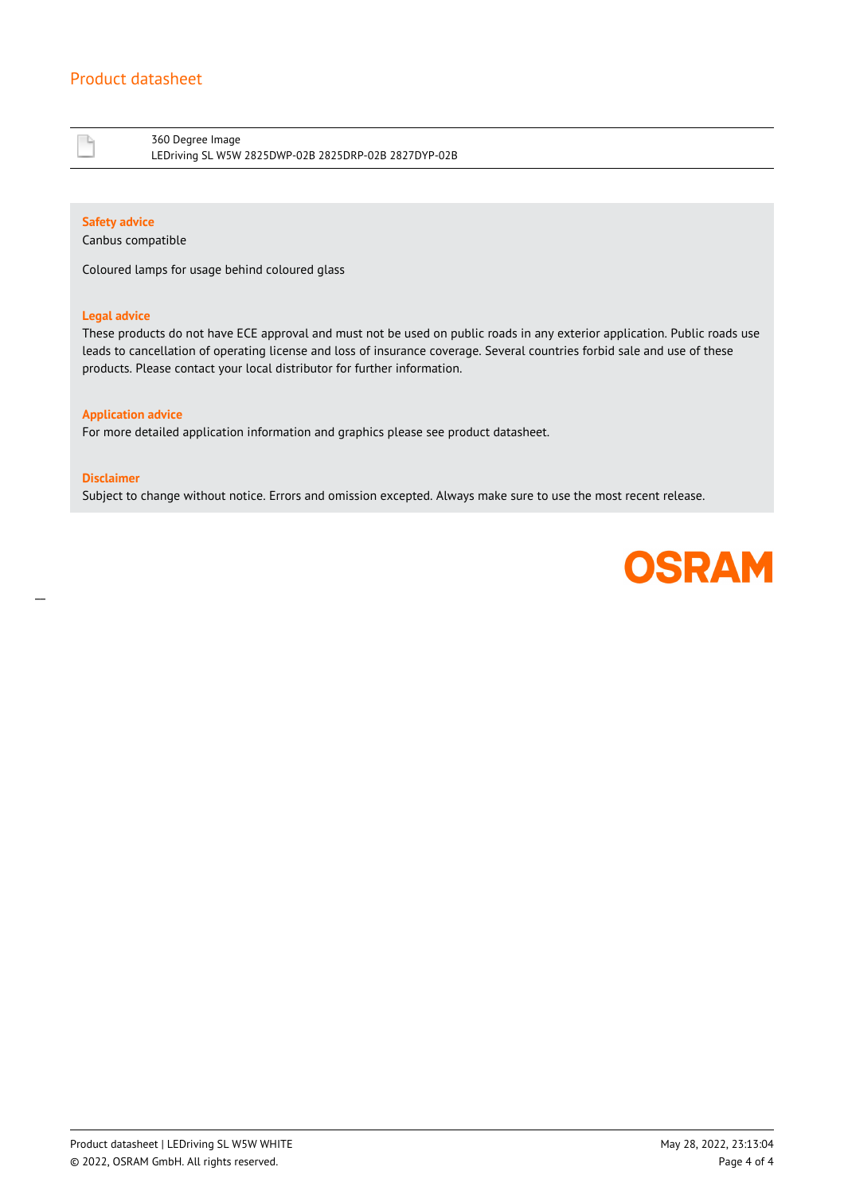360 Degree Image
LEDriving SL W5W 2825DWP-02B 2825DRP-02B 2827DYP-02B

### Safety advice

Canbus compatible

Coloured lamps for usage behind coloured glass

### Legal advice

These products do not have ECE approval and must not be used on public roads in any exterior application. Public roads use leads to cancellation of operating license and loss of insurance coverage. Several countries forbid sale and use of these products. Please contact your local distributor for further information.

### Application advice

For more detailed application information and graphics please see product datasheet.

### Disclaimer

Subject to change without notice. Errors and omission excepted. Always make sure to use the most recent release.

OSRAM